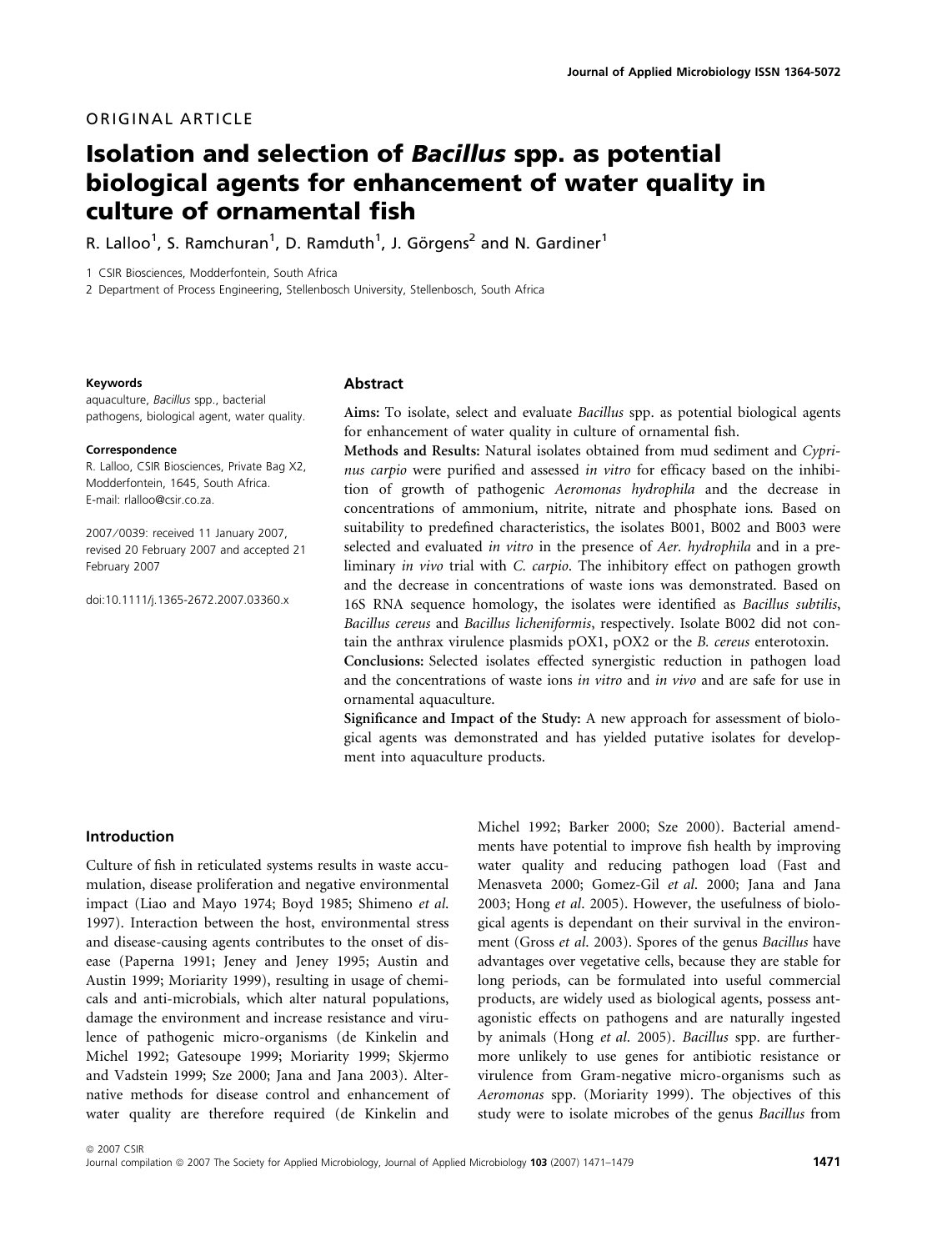ORIGINAL ARTICLE

# Isolation and selection of *Bacillus* spp. as potential biological agents for enhancement of water quality in culture of ornamental fish

R. Lalloo[1], S. Ramchuran[1], D. Ramduth[1], J. Görgens[2] and N. Gardiner[1]

1 CSIR Biosciences, Modderfontein, South Africa

2 Department of Process Engineering, Stellenbosch University, Stellenbosch, South Africa

**Keywords**

aquaculture, *Bacillus* spp., bacterial pathogens, biological agent, water quality.

**Correspondence**

R. Lalloo, CSIR Biosciences, Private Bag X2, Modderfontein, 1645, South Africa. E-mail: rlalloo@csir.co.za.

2007/0039: received 11 January 2007, revised 20 February 2007 and accepted 21 February 2007

doi:10.1111/j.1365-2672.2007.03360.x

## Abstract

**Aims:** To isolate, select and evaluate *Bacillus* spp. as potential biological agents for enhancement of water quality in culture of ornamental fish.

**Methods and Results:** Natural isolates obtained from mud sediment and *Cyprinus carpio* were purified and assessed *in vitro* for efficacy based on the inhibition of growth of pathogenic *Aeromonas hydrophila* and the decrease in concentrations of ammonium, nitrite, nitrate and phosphate ions. Based on suitability to predefined characteristics, the isolates B001, B002 and B003 were selected and evaluated *in vitro* in the presence of *Aer. hydrophila* and in a preliminary *in vivo* trial with *C. carpio*. The inhibitory effect on pathogen growth and the decrease in concentrations of waste ions was demonstrated. Based on 16S RNA sequence homology, the isolates were identified as *Bacillus subtilis*, *Bacillus cereus* and *Bacillus licheniformis*, respectively. Isolate B002 did not contain the anthrax virulence plasmids pOX1, pOX2 or the *B. cereus* enterotoxin.

**Conclusions:** Selected isolates effected synergistic reduction in pathogen load and the concentrations of waste ions *in vitro* and *in vivo* and are safe for use in ornamental aquaculture.

**Significance and Impact of the Study:** A new approach for assessment of biological agents was demonstrated and has yielded putative isolates for development into aquaculture products.

## Introduction

Culture of fish in reticulated systems results in waste accumulation, disease proliferation and negative environmental impact (Liao and Mayo 1974; Boyd 1985; Shimeno *et al.* 1997). Interaction between the host, environmental stress and disease-causing agents contributes to the onset of disease (Paperna 1991; Jeney and Jeney 1995; Austin and Austin 1999; Moriarity 1999), resulting in usage of chemicals and anti-microbials, which alter natural populations, damage the environment and increase resistance and virulence of pathogenic micro-organisms (de Kinkelin and Michel 1992; Gatesoupe 1999; Moriarity 1999; Skjermo and Vadstein 1999; Sze 2000; Jana and Jana 2003). Alternative methods for disease control and enhancement of water quality are therefore required (de Kinkelin and Michel 1992; Barker 2000; Sze 2000). Bacterial amendments have potential to improve fish health by improving water quality and reducing pathogen load (Fast and Menasveta 2000; Gomez-Gil *et al.* 2000; Jana and Jana 2003; Hong *et al.* 2005). However, the usefulness of biological agents is dependant on their survival in the environment (Gross *et al.* 2003). Spores of the genus *Bacillus* have advantages over vegetative cells, because they are stable for long periods, can be formulated into useful commercial products, are widely used as biological agents, possess antagonistic effects on pathogens and are naturally ingested by animals (Hong *et al.* 2005). *Bacillus* spp. are furthermore unlikely to use genes for antibiotic resistance or virulence from Gram-negative micro-organisms such as *Aeromonas* spp. (Moriarity 1999). The objectives of this study were to isolate microbes of the genus *Bacillus* from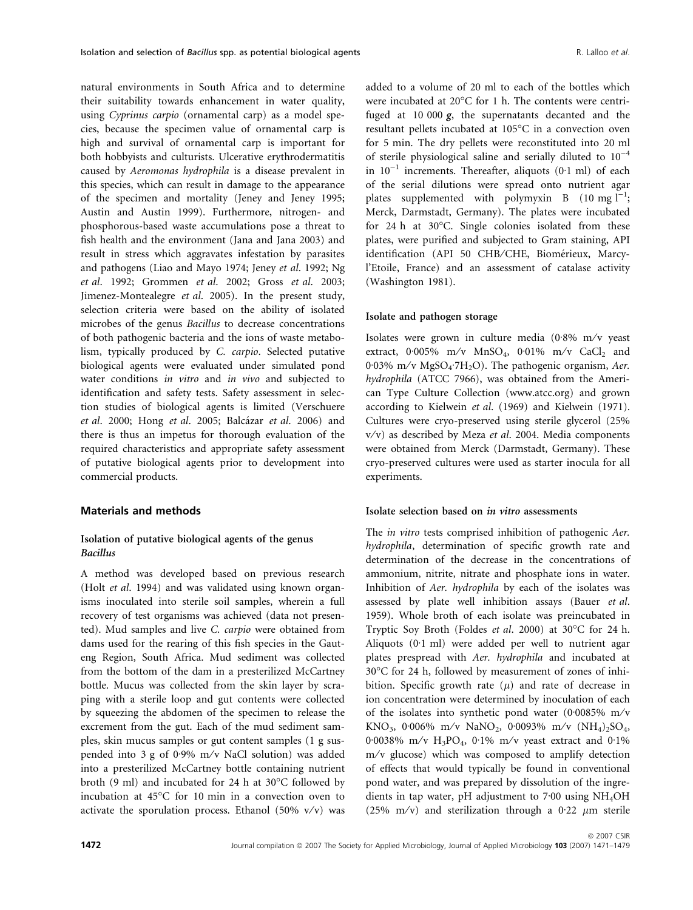natural environments in South Africa and to determine their suitability towards enhancement in water quality, using *Cyprinus carpio* (ornamental carp) as a model species, because the specimen value of ornamental carp is high and survival of ornamental carp is important for both hobbyists and culturists. Ulcerative erythrodermatitis caused by *Aeromonas hydrophila* is a disease prevalent in this species, which can result in damage to the appearance of the specimen and mortality (Jeney and Jeney 1995; Austin and Austin 1999). Furthermore, nitrogen- and phosphorous-based waste accumulations pose a threat to fish health and the environment (Jana and Jana 2003) and result in stress which aggravates infestation by parasites and pathogens (Liao and Mayo 1974; Jeney *et al.* 1992; Ng *et al.* 1992; Grommen *et al.* 2002; Gross *et al.* 2003; Jimenez-Montealegre *et al.* 2005). In the present study, selection criteria were based on the ability of isolated microbes of the genus *Bacillus* to decrease concentrations of both pathogenic bacteria and the ions of waste metabolism, typically produced by *C. carpio*. Selected putative biological agents were evaluated under simulated pond water conditions *in vitro* and *in vivo* and subjected to identification and safety tests. Safety assessment in selection studies of biological agents is limited (Verschuere *et al.* 2000; Hong *et al.* 2005; Balcázar *et al.* 2006) and there is thus an impetus for thorough evaluation of the required characteristics and appropriate safety assessment of putative biological agents prior to development into commercial products.

## Materials and methods

### Isolation of putative biological agents of the genus *Bacillus*

A method was developed based on previous research (Holt *et al.* 1994) and was validated using known organisms inoculated into sterile soil samples, wherein a full recovery of test organisms was achieved (data not presented). Mud samples and live *C. carpio* were obtained from dams used for the rearing of this fish species in the Gauteng Region, South Africa. Mud sediment was collected from the bottom of the dam in a presterilized McCartney bottle. Mucus was collected from the skin layer by scraping with a sterile loop and gut contents were collected by squeezing the abdomen of the specimen to release the excrement from the gut. Each of the mud sediment samples, skin mucus samples or gut content samples (1 g suspended into 3 g of 0·9% m/v NaCl solution) was added into a presterilized McCartney bottle containing nutrient broth (9 ml) and incubated for 24 h at 30°C followed by incubation at 45°C for 10 min in a convection oven to activate the sporulation process. Ethanol (50% v/v) was added to a volume of 20 ml to each of the bottles which were incubated at 20°C for 1 h. The contents were centrifuged at 10 000 ***g***, the supernatants decanted and the resultant pellets incubated at 105°C in a convection oven for 5 min. The dry pellets were reconstituted into 20 ml of sterile physiological saline and serially diluted to $10^{-4}$ in $10^{-1}$ increments. Thereafter, aliquots (0·1 ml) of each of the serial dilutions were spread onto nutrient agar plates supplemented with polymyxin B (10 mg $l^{-1}$; Merck, Darmstadt, Germany). The plates were incubated for 24 h at 30°C. Single colonies isolated from these plates, were purified and subjected to Gram staining, API identification (API 50 CHB/CHE, Biomérieux, Marcy-l'Etoile, France) and an assessment of catalase activity (Washington 1981).

### Isolate and pathogen storage

Isolates were grown in culture media (0·8% m/v yeast extract, 0·005% m/v $MnSO_4$, 0·01% m/v $CaCl_2$ and 0·03% m/v $MgSO_4{\cdot}7H_2O$). The pathogenic organism, *Aer. hydrophila* (ATCC 7966), was obtained from the American Type Culture Collection (www.atcc.org) and grown according to Kielwein *et al.* (1969) and Kielwein (1971). Cultures were cryo-preserved using sterile glycerol (25% v/v) as described by Meza *et al.* 2004. Media components were obtained from Merck (Darmstadt, Germany). These cryo-preserved cultures were used as starter inocula for all experiments.

### Isolate selection based on *in vitro* assessments

The *in vitro* tests comprised inhibition of pathogenic *Aer. hydrophila*, determination of specific growth rate and determination of the decrease in the concentrations of ammonium, nitrite, nitrate and phosphate ions in water. Inhibition of *Aer. hydrophila* by each of the isolates was assessed by plate well inhibition assays (Bauer *et al.* 1959). Whole broth of each isolate was preincubated in Tryptic Soy Broth (Foldes *et al.* 2000) at 30°C for 24 h. Aliquots (0·1 ml) were added per well to nutrient agar plates prespread with *Aer. hydrophila* and incubated at 30°C for 24 h, followed by measurement of zones of inhibition. Specific growth rate ($\mu$) and rate of decrease in ion concentration were determined by inoculation of each of the isolates into synthetic pond water (0·0085% m/v $KNO_3$, 0·006% m/v $NaNO_2$, 0·0093% m/v $(NH_4)_2SO_4$, 0·0038% m/v $H_3PO_4$, 0·1% m/v yeast extract and 0·1% m/v glucose) which was composed to amplify detection of effects that would typically be found in conventional pond water, and was prepared by dissolution of the ingredients in tap water, pH adjustment to 7·00 using $NH_4OH$ (25% m/v) and sterilization through a 0·22 $\mu$m sterile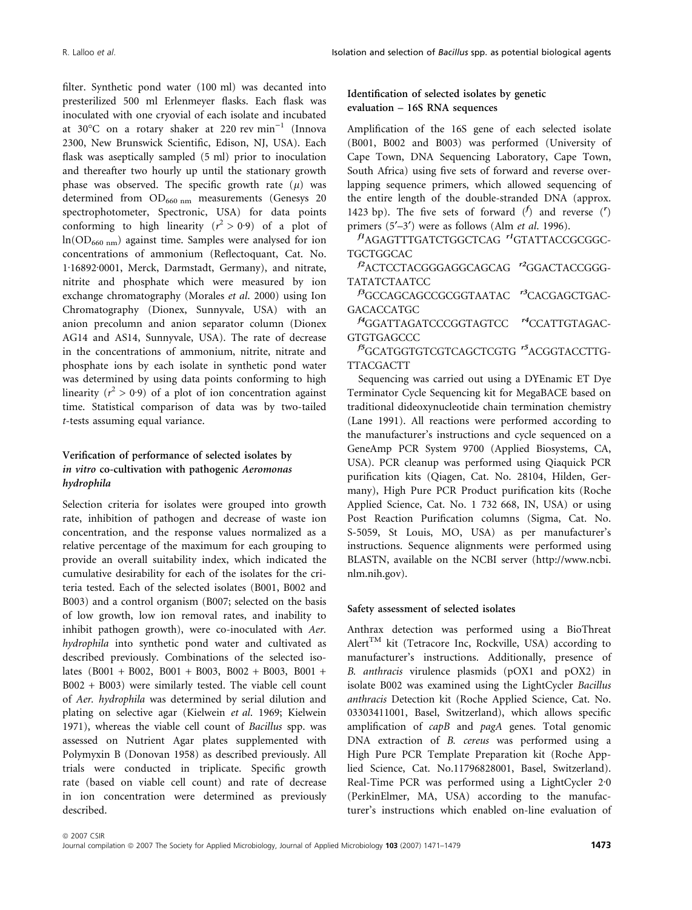filter. Synthetic pond water (100 ml) was decanted into presterilized 500 ml Erlenmeyer flasks. Each flask was inoculated with one cryovial of each isolate and incubated at 30°C on a rotary shaker at 220 rev $\min^{-1}$ (Innova 2300, New Brunswick Scientific, Edison, NJ, USA). Each flask was aseptically sampled (5 ml) prior to inoculation and thereafter two hourly up until the stationary growth phase was observed. The specific growth rate ($\mu$) was determined from $OD_{660\ nm}$ measurements (Genesys 20 spectrophotometer, Spectronic, USA) for data points conforming to high linearity ($r^2 > 0{\cdot}9$) of a plot of $\ln(OD_{660\ nm})$ against time. Samples were analysed for ion concentrations of ammonium (Reflectoquant, Cat. No. 1·16892·0001, Merck, Darmstadt, Germany), and nitrate, nitrite and phosphate which were measured by ion exchange chromatography (Morales *et al.* 2000) using Ion Chromatography (Dionex, Sunnyvale, USA) with an anion precolumn and anion separator column (Dionex AG14 and AS14, Sunnyvale, USA). The rate of decrease in the concentrations of ammonium, nitrite, nitrate and phosphate ions by each isolate in synthetic pond water was determined by using data points conforming to high linearity ($r^2 > 0{\cdot}9$) of a plot of ion concentration against time. Statistical comparison of data was by two-tailed *t*-tests assuming equal variance.

### Verification of performance of selected isolates by *in vitro* co-cultivation with pathogenic *Aeromonas hydrophila*

Selection criteria for isolates were grouped into growth rate, inhibition of pathogen and decrease of waste ion concentration, and the response values normalized as a relative percentage of the maximum for each grouping to provide an overall suitability index, which indicated the cumulative desirability for each of the isolates for the criteria tested. Each of the selected isolates (B001, B002 and B003) and a control organism (B007; selected on the basis of low growth, low ion removal rates, and inability to inhibit pathogen growth), were co-inoculated with *Aer. hydrophila* into synthetic pond water and cultivated as described previously. Combinations of the selected isolates (B001 + B002, B001 + B003, B002 + B003, B001 + B002 + B003) were similarly tested. The viable cell count of *Aer. hydrophila* was determined by serial dilution and plating on selective agar (Kielwein *et al.* 1969; Kielwein 1971), whereas the viable cell count of *Bacillus* spp. was assessed on Nutrient Agar plates supplemented with Polymyxin B (Donovan 1958) as described previously. All trials were conducted in triplicate. Specific growth rate (based on viable cell count) and rate of decrease in ion concentration were determined as previously described.

### Identification of selected isolates by genetic evaluation – 16S RNA sequences

Amplification of the 16S gene of each selected isolate (B001, B002 and B003) was performed (University of Cape Town, DNA Sequencing Laboratory, Cape Town, South Africa) using five sets of forward and reverse overlapping sequence primers, which allowed sequencing of the entire length of the double-stranded DNA (approx. 1423 bp). The five sets of forward ($^f$) and reverse ($^r$) primers (5′–3′) were as follows (Alm *et al.* 1996).

$^{f1}$AGAGTTTGATCTGGCTCAG $^{r1}$GTATTACCGCGGCTGCTGGCAC

$^{f2}$ACTCCTACGGGAGGCAGCAG $^{r2}$GGACTACCGGGTATATCTAATCC

$^{f3}$GCCAGCAGCCGCGGTAATAC $^{r3}$CACGAGCTGACGACACCATGC

$^{f4}$GGATTAGATCCCGGTAGTCC $^{r4}$CCATTGTAGACGTGTGAGCCC

$^{f5}$GCATGGTGTCGTCAGCTCGTG $^{r5}$ACGGTACCTTGTTACGACTT

Sequencing was carried out using a DYEnamic ET Dye Terminator Cycle Sequencing kit for MegaBACE based on traditional dideoxynucleotide chain termination chemistry (Lane 1991). All reactions were performed according to the manufacturer's instructions and cycle sequenced on a GeneAmp PCR System 9700 (Applied Biosystems, CA, USA). PCR cleanup was performed using Qiaquick PCR purification kits (Qiagen, Cat. No. 28104, Hilden, Germany), High Pure PCR Product purification kits (Roche Applied Science, Cat. No. 1 732 668, IN, USA) or using Post Reaction Purification columns (Sigma, Cat. No. S-5059, St Louis, MO, USA) as per manufacturer's instructions. Sequence alignments were performed using BLASTN, available on the NCBI server (http://www.ncbi.nlm.nih.gov).

### Safety assessment of selected isolates

Anthrax detection was performed using a BioThreat Alert™ kit (Tetracore Inc, Rockville, USA) according to manufacturer's instructions. Additionally, presence of *B. anthracis* virulence plasmids (pOX1 and pOX2) in isolate B002 was examined using the LightCycler *Bacillus anthracis* Detection kit (Roche Applied Science, Cat. No. 03303411001, Basel, Switzerland), which allows specific amplification of *capB* and *pagA* genes. Total genomic DNA extraction of *B. cereus* was performed using a High Pure PCR Template Preparation kit (Roche Applied Science, Cat. No.11796828001, Basel, Switzerland). Real-Time PCR was performed using a LightCycler 2·0 (PerkinElmer, MA, USA) according to the manufacturer's instructions which enabled on-line evaluation of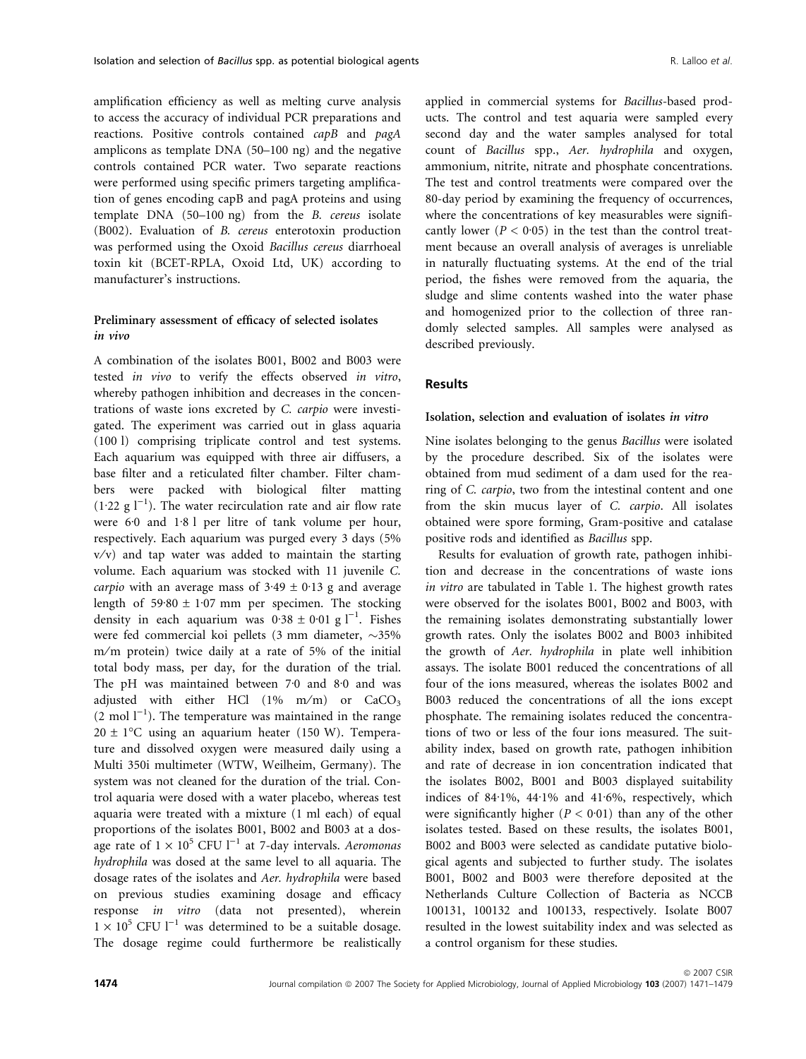amplification efficiency as well as melting curve analysis to access the accuracy of individual PCR preparations and reactions. Positive controls contained *capB* and *pagA* amplicons as template DNA (50–100 ng) and the negative controls contained PCR water. Two separate reactions were performed using specific primers targeting amplification of genes encoding capB and pagA proteins and using template DNA (50–100 ng) from the *B. cereus* isolate (B002). Evaluation of *B. cereus* enterotoxin production was performed using the Oxoid *Bacillus cereus* diarrhoeal toxin kit (BCET-RPLA, Oxoid Ltd, UK) according to manufacturer's instructions.

### Preliminary assessment of efficacy of selected isolates *in vivo*

A combination of the isolates B001, B002 and B003 were tested *in vivo* to verify the effects observed *in vitro*, whereby pathogen inhibition and decreases in the concentrations of waste ions excreted by *C. carpio* were investigated. The experiment was carried out in glass aquaria (100 l) comprising triplicate control and test systems. Each aquarium was equipped with three air diffusers, a base filter and a reticulated filter chamber. Filter chambers were packed with biological filter matting (1·22 g $l^{-1}$). The water recirculation rate and air flow rate were 6·0 and 1·8 l per litre of tank volume per hour, respectively. Each aquarium was purged every 3 days (5% v/v) and tap water was added to maintain the starting volume. Each aquarium was stocked with 11 juvenile *C. carpio* with an average mass of 3·49 ± 0·13 g and average length of 59·80 ± 1·07 mm per specimen. The stocking density in each aquarium was 0·38 ± 0·01 g $l^{-1}$. Fishes were fed commercial koi pellets (3 mm diameter, ~35% m/m protein) twice daily at a rate of 5% of the initial total body mass, per day, for the duration of the trial. The pH was maintained between 7·0 and 8·0 and was adjusted with either HCl (1% m/m) or $CaCO_3$ (2 mol $l^{-1}$). The temperature was maintained in the range 20 ± 1°C using an aquarium heater (150 W). Temperature and dissolved oxygen were measured daily using a Multi 350i multimeter (WTW, Weilheim, Germany). The system was not cleaned for the duration of the trial. Control aquaria were dosed with a water placebo, whereas test aquaria were treated with a mixture (1 ml each) of equal proportions of the isolates B001, B002 and B003 at a dosage rate of $1 \times 10^5$ CFU $l^{-1}$ at 7-day intervals. *Aeromonas hydrophila* was dosed at the same level to all aquaria. The dosage rates of the isolates and *Aer. hydrophila* were based on previous studies examining dosage and efficacy response *in vitro* (data not presented), wherein $1 \times 10^5$ CFU $l^{-1}$ was determined to be a suitable dosage. The dosage regime could furthermore be realistically applied in commercial systems for *Bacillus*-based products. The control and test aquaria were sampled every second day and the water samples analysed for total count of *Bacillus* spp., *Aer. hydrophila* and oxygen, ammonium, nitrite, nitrate and phosphate concentrations. The test and control treatments were compared over the 80-day period by examining the frequency of occurrences, where the concentrations of key measurables were significantly lower ($P < 0{\cdot}05$) in the test than the control treatment because an overall analysis of averages is unreliable in naturally fluctuating systems. At the end of the trial period, the fishes were removed from the aquaria, the sludge and slime contents washed into the water phase and homogenized prior to the collection of three randomly selected samples. All samples were analysed as described previously.

## Results

### Isolation, selection and evaluation of isolates *in vitro*

Nine isolates belonging to the genus *Bacillus* were isolated by the procedure described. Six of the isolates were obtained from mud sediment of a dam used for the rearing of *C. carpio*, two from the intestinal content and one from the skin mucus layer of *C. carpio*. All isolates obtained were spore forming, Gram-positive and catalase positive rods and identified as *Bacillus* spp.

Results for evaluation of growth rate, pathogen inhibition and decrease in the concentrations of waste ions *in vitro* are tabulated in Table 1. The highest growth rates were observed for the isolates B001, B002 and B003, with the remaining isolates demonstrating substantially lower growth rates. Only the isolates B002 and B003 inhibited the growth of *Aer. hydrophila* in plate well inhibition assays. The isolate B001 reduced the concentrations of all four of the ions measured, whereas the isolates B002 and B003 reduced the concentrations of all the ions except phosphate. The remaining isolates reduced the concentrations of two or less of the four ions measured. The suitability index, based on growth rate, pathogen inhibition and rate of decrease in ion concentration indicated that the isolates B002, B001 and B003 displayed suitability indices of 84·1%, 44·1% and 41·6%, respectively, which were significantly higher ($P < 0{\cdot}01$) than any of the other isolates tested. Based on these results, the isolates B001, B002 and B003 were selected as candidate putative biological agents and subjected to further study. The isolates B001, B002 and B003 were therefore deposited at the Netherlands Culture Collection of Bacteria as NCCB 100131, 100132 and 100133, respectively. Isolate B007 resulted in the lowest suitability index and was selected as a control organism for these studies.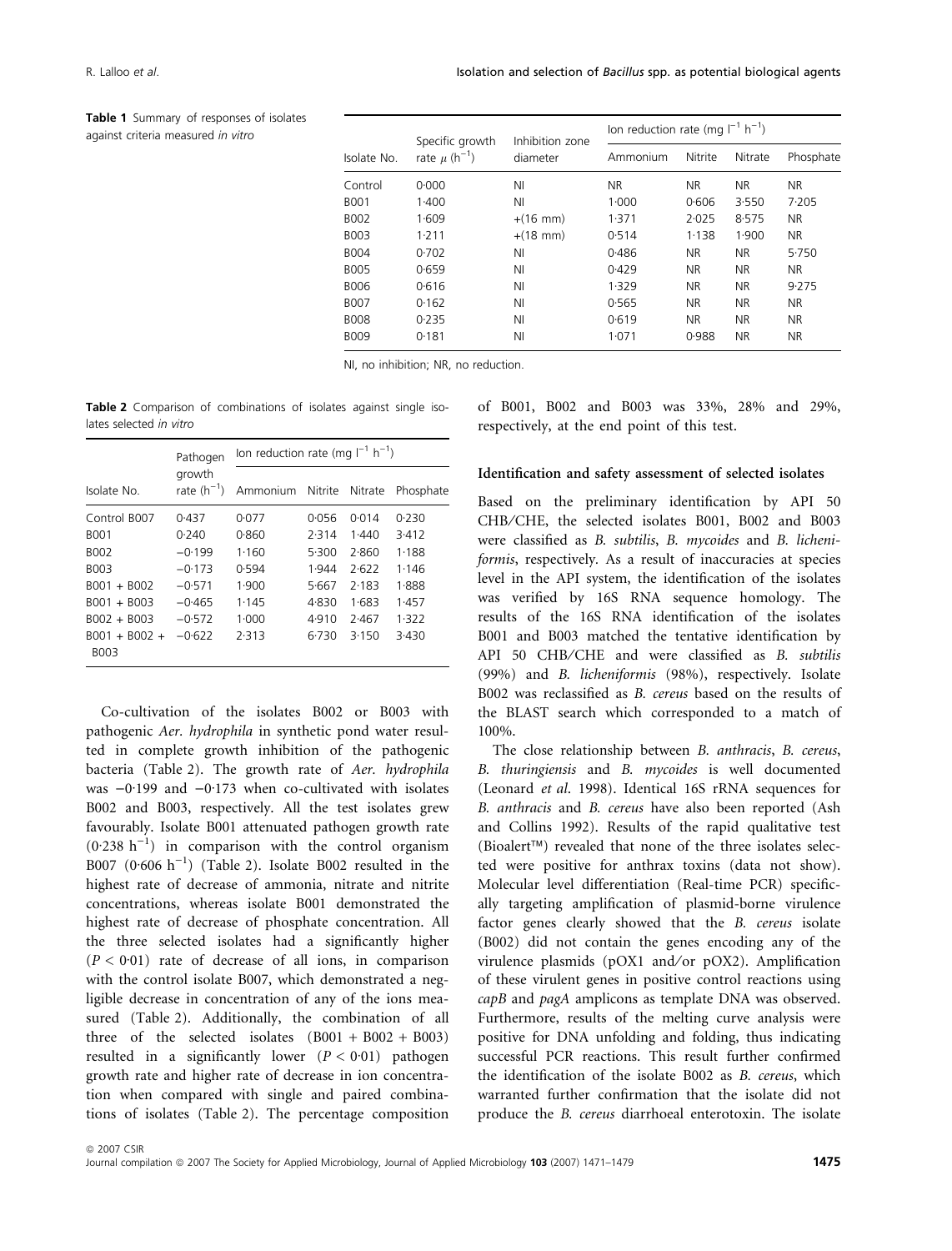**Table 1** Summary of responses of isolates against criteria measured *in vitro*

| Isolate No. | Specific growth rate $\mu$ ($h^{-1}$) | Inhibition zone diameter | Ion reduction rate (mg $l^{-1}$ $h^{-1}$) | | | |
|---|---|---|---|---|---|---|
| | | | Ammonium | Nitrite | Nitrate | Phosphate |
| Control | 0·000 | NI | NR | NR | NR | NR |
| B001 | 1·400 | NI | 1·000 | 0·606 | 3·550 | 7·205 |
| B002 | 1·609 | +(16 mm) | 1·371 | 2·025 | 8·575 | NR |
| B003 | 1·211 | +(18 mm) | 0·514 | 1·138 | 1·900 | NR |
| B004 | 0·702 | NI | 0·486 | NR | NR | 5·750 |
| B005 | 0·659 | NI | 0·429 | NR | NR | NR |
| B006 | 0·616 | NI | 1·329 | NR | NR | 9·275 |
| B007 | 0·162 | NI | 0·565 | NR | NR | NR |
| B008 | 0·235 | NI | 0·619 | NR | NR | NR |
| B009 | 0·181 | NI | 1·071 | 0·988 | NR | NR |

NI, no inhibition; NR, no reduction.

**Table 2** Comparison of combinations of isolates against single isolates selected *in vitro*

| Isolate No. | Pathogen growth rate ($h^{-1}$) | Ion reduction rate (mg $l^{-1}$ $h^{-1}$) | | | |
|---|---|---|---|---|---|
| | | Ammonium | Nitrite | Nitrate | Phosphate |
| Control B007 | 0·437 | 0·077 | 0·056 | 0·014 | 0·230 |
| B001 | 0·240 | 0·860 | 2·314 | 1·440 | 3·412 |
| B002 | −0·199 | 1·160 | 5·300 | 2·860 | 1·188 |
| B003 | −0·173 | 0·594 | 1·944 | 2·622 | 1·146 |
| B001 + B002 | −0·571 | 1·900 | 5·667 | 2·183 | 1·888 |
| B001 + B003 | −0·465 | 1·145 | 4·830 | 1·683 | 1·457 |
| B002 + B003 | −0·572 | 1·000 | 4·910 | 2·467 | 1·322 |
| B001 + B002 + B003 | −0·622 | 2·313 | 6·730 | 3·150 | 3·430 |

Co-cultivation of the isolates B002 or B003 with pathogenic *Aer. hydrophila* in synthetic pond water resulted in complete growth inhibition of the pathogenic bacteria (Table 2). The growth rate of *Aer. hydrophila* was −0·199 and −0·173 when co-cultivated with isolates B002 and B003, respectively. All the test isolates grew favourably. Isolate B001 attenuated pathogen growth rate (0·238 $h^{-1}$) in comparison with the control organism B007 (0·606 $h^{-1}$) (Table 2). Isolate B002 resulted in the highest rate of decrease of ammonia, nitrate and nitrite concentrations, whereas isolate B001 demonstrated the highest rate of decrease of phosphate concentration. All the three selected isolates had a significantly higher ($P < 0{\cdot}01$) rate of decrease of all ions, in comparison with the control isolate B007, which demonstrated a negligible decrease in concentration of any of the ions measured (Table 2). Additionally, the combination of all three of the selected isolates (B001 + B002 + B003) resulted in a significantly lower ($P < 0{\cdot}01$) pathogen growth rate and higher rate of decrease in ion concentration when compared with single and paired combinations of isolates (Table 2). The percentage composition of B001, B002 and B003 was 33%, 28% and 29%, respectively, at the end point of this test.

### Identification and safety assessment of selected isolates

Based on the preliminary identification by API 50 CHB/CHE, the selected isolates B001, B002 and B003 were classified as *B. subtilis*, *B. mycoides* and *B. licheniformis*, respectively. As a result of inaccuracies at species level in the API system, the identification of the isolates was verified by 16S RNA sequence homology. The results of the 16S RNA identification of the isolates B001 and B003 matched the tentative identification by API 50 CHB/CHE and were classified as *B. subtilis* (99%) and *B. licheniformis* (98%), respectively. Isolate B002 was reclassified as *B. cereus* based on the results of the BLAST search which corresponded to a match of 100%.

The close relationship between *B. anthracis*, *B. cereus*, *B. thuringiensis* and *B. mycoides* is well documented (Leonard *et al.* 1998). Identical 16S rRNA sequences for *B. anthracis* and *B. cereus* have also been reported (Ash and Collins 1992). Results of the rapid qualitative test (Bioalert™) revealed that none of the three isolates selected were positive for anthrax toxins (data not show). Molecular level differentiation (Real-time PCR) specifically targeting amplification of plasmid-borne virulence factor genes clearly showed that the *B. cereus* isolate (B002) did not contain the genes encoding any of the virulence plasmids (pOX1 and/or pOX2). Amplification of these virulent genes in positive control reactions using *capB* and *pagA* amplicons as template DNA was observed. Furthermore, results of the melting curve analysis were positive for DNA unfolding and folding, thus indicating successful PCR reactions. This result further confirmed the identification of the isolate B002 as *B. cereus*, which warranted further confirmation that the isolate did not produce the *B. cereus* diarrhoeal enterotoxin. The isolate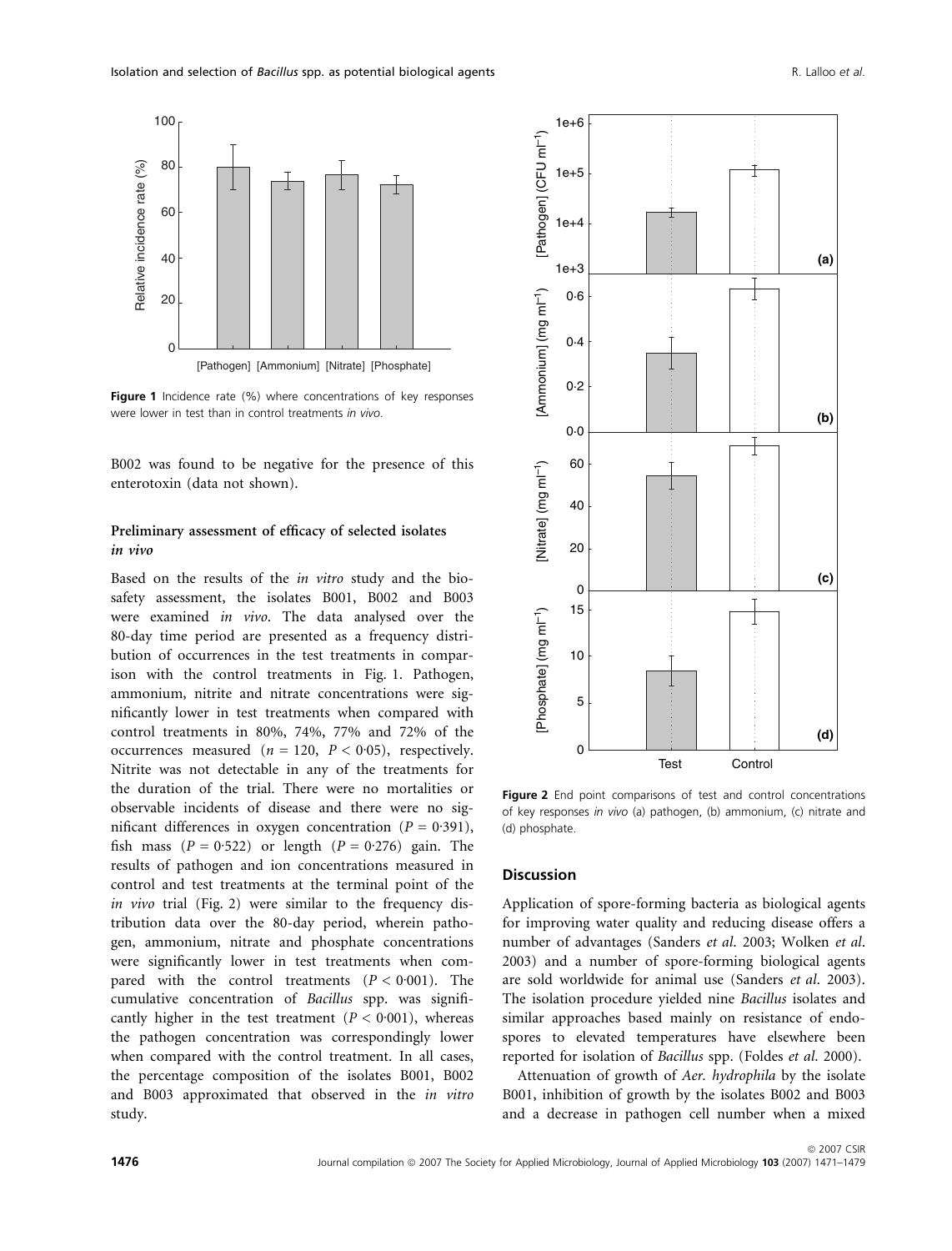Figure 1 Incidence rate (%) where concentrations of key responses were lower in test than in control treatments *in vivo*.

B002 was found to be negative for the presence of this enterotoxin (data not shown).

### Preliminary assessment of efficacy of selected isolates *in vivo*

Based on the results of the *in vitro* study and the biosafety assessment, the isolates B001, B002 and B003 were examined *in vivo*. The data analysed over the 80-day time period are presented as a frequency distribution of occurrences in the test treatments in comparison with the control treatments in Fig. 1. Pathogen, ammonium, nitrite and nitrate concentrations were significantly lower in test treatments when compared with control treatments in 80%, 74%, 77% and 72% of the occurrences measured ($n = 120$, $P < 0{\cdot}05$), respectively. Nitrite was not detectable in any of the treatments for the duration of the trial. There were no mortalities or observable incidents of disease and there were no significant differences in oxygen concentration ($P = 0{\cdot}391$), fish mass ($P = 0{\cdot}522$) or length ($P = 0{\cdot}276$) gain. The results of pathogen and ion concentrations measured in control and test treatments at the terminal point of the *in vivo* trial (Fig. 2) were similar to the frequency distribution data over the 80-day period, wherein pathogen, ammonium, nitrate and phosphate concentrations were significantly lower in test treatments when compared with the control treatments ($P < 0{\cdot}001$). The cumulative concentration of *Bacillus* spp. was significantly higher in the test treatment ($P < 0{\cdot}001$), whereas the pathogen concentration was correspondingly lower when compared with the control treatment. In all cases, the percentage composition of the isolates B001, B002 and B003 approximated that observed in the *in vitro* study.

Figure 2 End point comparisons of test and control concentrations of key responses *in vivo* (a) pathogen, (b) ammonium, (c) nitrate and (d) phosphate.

## Discussion

Application of spore-forming bacteria as biological agents for improving water quality and reducing disease offers a number of advantages (Sanders *et al.* 2003; Wolken *et al.* 2003) and a number of spore-forming biological agents are sold worldwide for animal use (Sanders *et al.* 2003). The isolation procedure yielded nine *Bacillus* isolates and similar approaches based mainly on resistance of endospores to elevated temperatures have elsewhere been reported for isolation of *Bacillus* spp. (Foldes *et al.* 2000).

Attenuation of growth of *Aer. hydrophila* by the isolate B001, inhibition of growth by the isolates B002 and B003 and a decrease in pathogen cell number when a mixed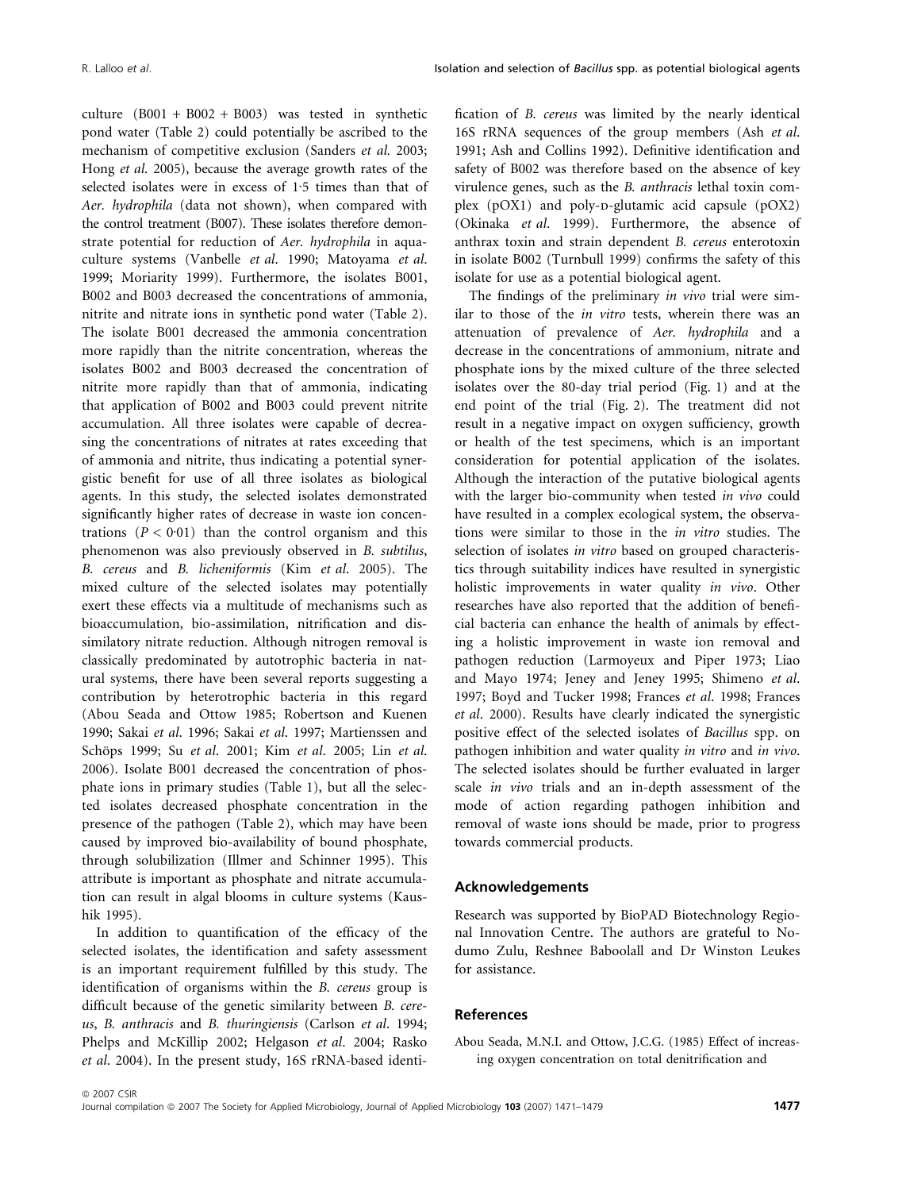culture (B001 + B002 + B003) was tested in synthetic pond water (Table 2) could potentially be ascribed to the mechanism of competitive exclusion (Sanders *et al.* 2003; Hong *et al.* 2005), because the average growth rates of the selected isolates were in excess of 1·5 times than that of *Aer. hydrophila* (data not shown), when compared with the control treatment (B007). These isolates therefore demonstrate potential for reduction of *Aer. hydrophila* in aquaculture systems (Vanbelle *et al.* 1990; Matoyama *et al.* 1999; Moriarity 1999). Furthermore, the isolates B001, B002 and B003 decreased the concentrations of ammonia, nitrite and nitrate ions in synthetic pond water (Table 2). The isolate B001 decreased the ammonia concentration more rapidly than the nitrite concentration, whereas the isolates B002 and B003 decreased the concentration of nitrite more rapidly than that of ammonia, indicating that application of B002 and B003 could prevent nitrite accumulation. All three isolates were capable of decreasing the concentrations of nitrates at rates exceeding that of ammonia and nitrite, thus indicating a potential synergistic benefit for use of all three isolates as biological agents. In this study, the selected isolates demonstrated significantly higher rates of decrease in waste ion concentrations ($P < 0{\cdot}01$) than the control organism and this phenomenon was also previously observed in *B. subtilus*, *B. cereus* and *B. licheniformis* (Kim *et al.* 2005). The mixed culture of the selected isolates may potentially exert these effects via a multitude of mechanisms such as bioaccumulation, bio-assimilation, nitrification and dissimilatory nitrate reduction. Although nitrogen removal is classically predominated by autotrophic bacteria in natural systems, there have been several reports suggesting a contribution by heterotrophic bacteria in this regard (Abou Seada and Ottow 1985; Robertson and Kuenen 1990; Sakai *et al.* 1996; Sakai *et al.* 1997; Martienssen and Schöps 1999; Su *et al.* 2001; Kim *et al.* 2005; Lin *et al.* 2006). Isolate B001 decreased the concentration of phosphate ions in primary studies (Table 1), but all the selected isolates decreased phosphate concentration in the presence of the pathogen (Table 2), which may have been caused by improved bio-availability of bound phosphate, through solubilization (Illmer and Schinner 1995). This attribute is important as phosphate and nitrate accumulation can result in algal blooms in culture systems (Kaushik 1995).

In addition to quantification of the efficacy of the selected isolates, the identification and safety assessment is an important requirement fulfilled by this study. The identification of organisms within the *B. cereus* group is difficult because of the genetic similarity between *B. cereus*, *B. anthracis* and *B. thuringiensis* (Carlson *et al.* 1994; Phelps and McKillip 2002; Helgason *et al.* 2004; Rasko *et al.* 2004). In the present study, 16S rRNA-based identification of *B. cereus* was limited by the nearly identical 16S rRNA sequences of the group members (Ash *et al.* 1991; Ash and Collins 1992). Definitive identification and safety of B002 was therefore based on the absence of key virulence genes, such as the *B. anthracis* lethal toxin complex (pOX1) and poly-D-glutamic acid capsule (pOX2) (Okinaka *et al.* 1999). Furthermore, the absence of anthrax toxin and strain dependent *B. cereus* enterotoxin in isolate B002 (Turnbull 1999) confirms the safety of this isolate for use as a potential biological agent.

The findings of the preliminary *in vivo* trial were similar to those of the *in vitro* tests, wherein there was an attenuation of prevalence of *Aer. hydrophila* and a decrease in the concentrations of ammonium, nitrate and phosphate ions by the mixed culture of the three selected isolates over the 80-day trial period (Fig. 1) and at the end point of the trial (Fig. 2). The treatment did not result in a negative impact on oxygen sufficiency, growth or health of the test specimens, which is an important consideration for potential application of the isolates. Although the interaction of the putative biological agents with the larger bio-community when tested *in vivo* could have resulted in a complex ecological system, the observations were similar to those in the *in vitro* studies. The selection of isolates *in vitro* based on grouped characteristics through suitability indices have resulted in synergistic holistic improvements in water quality *in vivo*. Other researches have also reported that the addition of beneficial bacteria can enhance the health of animals by effecting a holistic improvement in waste ion removal and pathogen reduction (Larmoyeux and Piper 1973; Liao and Mayo 1974; Jeney and Jeney 1995; Shimeno *et al.* 1997; Boyd and Tucker 1998; Frances *et al.* 1998; Frances *et al.* 2000). Results have clearly indicated the synergistic positive effect of the selected isolates of *Bacillus* spp. on pathogen inhibition and water quality *in vitro* and *in vivo*. The selected isolates should be further evaluated in larger scale *in vivo* trials and an in-depth assessment of the mode of action regarding pathogen inhibition and removal of waste ions should be made, prior to progress towards commercial products.

## Acknowledgements

Research was supported by BioPAD Biotechnology Regional Innovation Centre. The authors are grateful to Nodumo Zulu, Reshnee Baboolall and Dr Winston Leukes for assistance.

## References

Abou Seada, M.N.I. and Ottow, J.C.G. (1985) Effect of increasing oxygen concentration on total denitrification and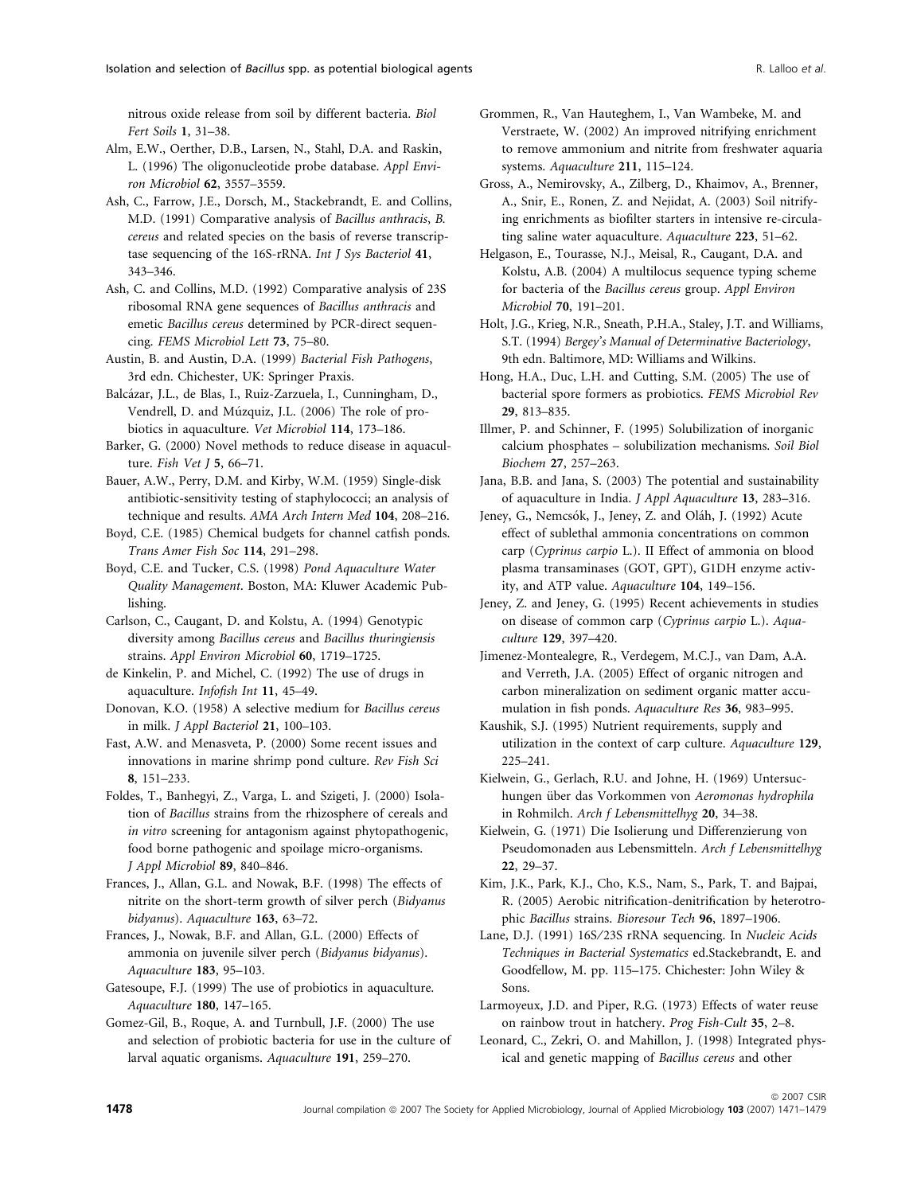nitrous oxide release from soil by different bacteria. *Biol Fert Soils* **1**, 31–38.

Alm, E.W., Oerther, D.B., Larsen, N., Stahl, D.A. and Raskin, L. (1996) The oligonucleotide probe database. *Appl Environ Microbiol* **62**, 3557–3559.

Ash, C., Farrow, J.E., Dorsch, M., Stackebrandt, E. and Collins, M.D. (1991) Comparative analysis of *Bacillus anthracis*, *B. cereus* and related species on the basis of reverse transcriptase sequencing of the 16S-rRNA. *Int J Sys Bacteriol* **41**, 343–346.

Ash, C. and Collins, M.D. (1992) Comparative analysis of 23S ribosomal RNA gene sequences of *Bacillus anthracis* and emetic *Bacillus cereus* determined by PCR-direct sequencing. *FEMS Microbiol Lett* **73**, 75–80.

Austin, B. and Austin, D.A. (1999) *Bacterial Fish Pathogens*, 3rd edn. Chichester, UK: Springer Praxis.

Balcázar, J.L., de Blas, I., Ruiz-Zarzuela, I., Cunningham, D., Vendrell, D. and Múzquiz, J.L. (2006) The role of probiotics in aquaculture. *Vet Microbiol* **114**, 173–186.

Barker, G. (2000) Novel methods to reduce disease in aquaculture. *Fish Vet J* **5**, 66–71.

Bauer, A.W., Perry, D.M. and Kirby, W.M. (1959) Single-disk antibiotic-sensitivity testing of staphylococci; an analysis of technique and results. *AMA Arch Intern Med* **104**, 208–216.

Boyd, C.E. (1985) Chemical budgets for channel catfish ponds. *Trans Amer Fish Soc* **114**, 291–298.

Boyd, C.E. and Tucker, C.S. (1998) *Pond Aquaculture Water Quality Management*. Boston, MA: Kluwer Academic Publishing.

Carlson, C., Caugant, D. and Kolstu, A. (1994) Genotypic diversity among *Bacillus cereus* and *Bacillus thuringiensis* strains. *Appl Environ Microbiol* **60**, 1719–1725.

de Kinkelin, P. and Michel, C. (1992) The use of drugs in aquaculture. *Infofish Int* **11**, 45–49.

Donovan, K.O. (1958) A selective medium for *Bacillus cereus* in milk. *J Appl Bacteriol* **21**, 100–103.

Fast, A.W. and Menasveta, P. (2000) Some recent issues and innovations in marine shrimp pond culture. *Rev Fish Sci* **8**, 151–233.

Foldes, T., Banhegyi, Z., Varga, L. and Szigeti, J. (2000) Isolation of *Bacillus* strains from the rhizosphere of cereals and *in vitro* screening for antagonism against phytopathogenic, food borne pathogenic and spoilage micro-organisms. *J Appl Microbiol* **89**, 840–846.

Frances, J., Allan, G.L. and Nowak, B.F. (1998) The effects of nitrite on the short-term growth of silver perch (*Bidyanus bidyanus*). *Aquaculture* **163**, 63–72.

Frances, J., Nowak, B.F. and Allan, G.L. (2000) Effects of ammonia on juvenile silver perch (*Bidyanus bidyanus*). *Aquaculture* **183**, 95–103.

Gatesoupe, F.J. (1999) The use of probiotics in aquaculture. *Aquaculture* **180**, 147–165.

Gomez-Gil, B., Roque, A. and Turnbull, J.F. (2000) The use and selection of probiotic bacteria for use in the culture of larval aquatic organisms. *Aquaculture* **191**, 259–270.

Grommen, R., Van Hauteghem, I., Van Wambeke, M. and Verstraete, W. (2002) An improved nitrifying enrichment to remove ammonium and nitrite from freshwater aquaria systems. *Aquaculture* **211**, 115–124.

Gross, A., Nemirovsky, A., Zilberg, D., Khaimov, A., Brenner, A., Snir, E., Ronen, Z. and Nejidat, A. (2003) Soil nitrifying enrichments as biofilter starters in intensive re-circulating saline water aquaculture. *Aquaculture* **223**, 51–62.

Helgason, E., Tourasse, N.J., Meisal, R., Caugant, D.A. and Kolstu, A.B. (2004) A multilocus sequence typing scheme for bacteria of the *Bacillus cereus* group. *Appl Environ Microbiol* **70**, 191–201.

Holt, J.G., Krieg, N.R., Sneath, P.H.A., Staley, J.T. and Williams, S.T. (1994) *Bergey's Manual of Determinative Bacteriology*, 9th edn. Baltimore, MD: Williams and Wilkins.

Hong, H.A., Duc, L.H. and Cutting, S.M. (2005) The use of bacterial spore formers as probiotics. *FEMS Microbiol Rev* **29**, 813–835.

Illmer, P. and Schinner, F. (1995) Solubilization of inorganic calcium phosphates – solubilization mechanisms. *Soil Biol Biochem* **27**, 257–263.

Jana, B.B. and Jana, S. (2003) The potential and sustainability of aquaculture in India. *J Appl Aquaculture* **13**, 283–316.

Jeney, G., Nemcsók, J., Jeney, Z. and Oláh, J. (1992) Acute effect of sublethal ammonia concentrations on common carp (*Cyprinus carpio* L.). II Effect of ammonia on blood plasma transaminases (GOT, GPT), G1DH enzyme activity, and ATP value. *Aquaculture* **104**, 149–156.

Jeney, Z. and Jeney, G. (1995) Recent achievements in studies on disease of common carp (*Cyprinus carpio* L.). *Aquaculture* **129**, 397–420.

Jimenez-Montealegre, R., Verdegem, M.C.J., van Dam, A.A. and Verreth, J.A. (2005) Effect of organic nitrogen and carbon mineralization on sediment organic matter accumulation in fish ponds. *Aquaculture Res* **36**, 983–995.

Kaushik, S.J. (1995) Nutrient requirements, supply and utilization in the context of carp culture. *Aquaculture* **129**, 225–241.

Kielwein, G., Gerlach, R.U. and Johne, H. (1969) Untersuchungen über das Vorkommen von *Aeromonas hydrophila* in Rohmilch. *Arch f Lebensmittelhyg* **20**, 34–38.

Kielwein, G. (1971) Die Isolierung und Differenzierung von Pseudomonaden aus Lebensmitteln. *Arch f Lebensmittelhyg* **22**, 29–37.

Kim, J.K., Park, K.J., Cho, K.S., Nam, S., Park, T. and Bajpai, R. (2005) Aerobic nitrification-denitrification by heterotrophic *Bacillus* strains. *Bioresour Tech* **96**, 1897–1906.

Lane, D.J. (1991) 16S/23S rRNA sequencing. In *Nucleic Acids Techniques in Bacterial Systematics* ed.Stackebrandt, E. and Goodfellow, M. pp. 115–175. Chichester: John Wiley & Sons.

Larmoyeux, J.D. and Piper, R.G. (1973) Effects of water reuse on rainbow trout in hatchery. *Prog Fish-Cult* **35**, 2–8.

Leonard, C., Zekri, O. and Mahillon, J. (1998) Integrated physical and genetic mapping of *Bacillus cereus* and other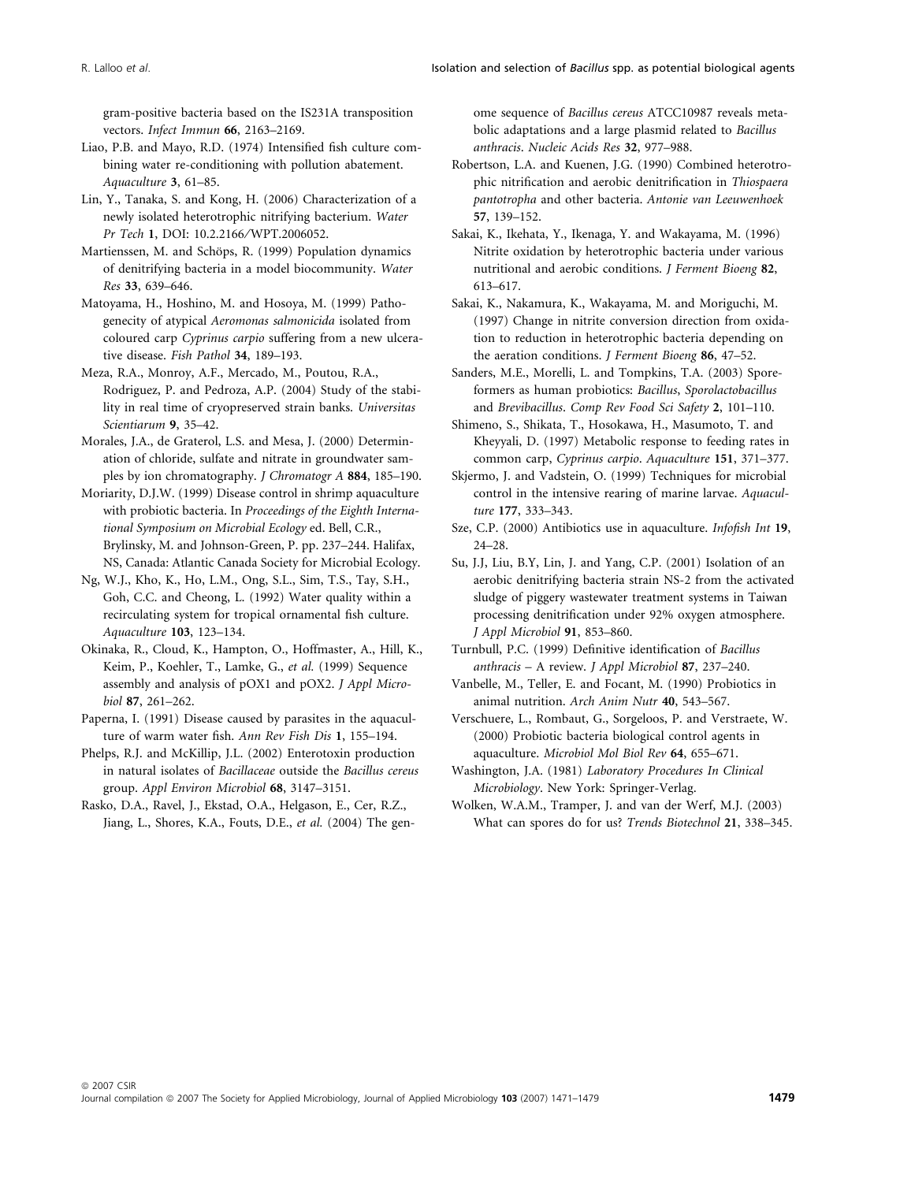gram-positive bacteria based on the IS231A transposition vectors. *Infect Immun* **66**, 2163–2169.

Liao, P.B. and Mayo, R.D. (1974) Intensified fish culture combining water re-conditioning with pollution abatement. *Aquaculture* **3**, 61–85.

Lin, Y., Tanaka, S. and Kong, H. (2006) Characterization of a newly isolated heterotrophic nitrifying bacterium. *Water Pr Tech* **1**, DOI: 10.2.2166/WPT.2006052.

Martienssen, M. and Schöps, R. (1999) Population dynamics of denitrifying bacteria in a model biocommunity. *Water Res* **33**, 639–646.

Matoyama, H., Hoshino, M. and Hosoya, M. (1999) Pathogenecity of atypical *Aeromonas salmonicida* isolated from coloured carp *Cyprinus carpio* suffering from a new ulcerative disease. *Fish Pathol* **34**, 189–193.

Meza, R.A., Monroy, A.F., Mercado, M., Poutou, R.A., Rodriguez, P. and Pedroza, A.P. (2004) Study of the stability in real time of cryopreserved strain banks. *Universitas Scientiarum* **9**, 35–42.

Morales, J.A., de Graterol, L.S. and Mesa, J. (2000) Determination of chloride, sulfate and nitrate in groundwater samples by ion chromatography. *J Chromatogr A* **884**, 185–190.

Moriarity, D.J.W. (1999) Disease control in shrimp aquaculture with probiotic bacteria. In *Proceedings of the Eighth International Symposium on Microbial Ecology* ed. Bell, C.R., Brylinsky, M. and Johnson-Green, P. pp. 237–244. Halifax, NS, Canada: Atlantic Canada Society for Microbial Ecology.

Ng, W.J., Kho, K., Ho, L.M., Ong, S.L., Sim, T.S., Tay, S.H., Goh, C.C. and Cheong, L. (1992) Water quality within a recirculating system for tropical ornamental fish culture. *Aquaculture* **103**, 123–134.

Okinaka, R., Cloud, K., Hampton, O., Hoffmaster, A., Hill, K., Keim, P., Koehler, T., Lamke, G., *et al.* (1999) Sequence assembly and analysis of pOX1 and pOX2. *J Appl Microbiol* **87**, 261–262.

Paperna, I. (1991) Disease caused by parasites in the aquaculture of warm water fish. *Ann Rev Fish Dis* **1**, 155–194.

Phelps, R.J. and McKillip, J.L. (2002) Enterotoxin production in natural isolates of *Bacillaceae* outside the *Bacillus cereus* group. *Appl Environ Microbiol* **68**, 3147–3151.

Rasko, D.A., Ravel, J., Ekstad, O.A., Helgason, E., Cer, R.Z., Jiang, L., Shores, K.A., Fouts, D.E., *et al.* (2004) The genome sequence of *Bacillus cereus* ATCC10987 reveals metabolic adaptations and a large plasmid related to *Bacillus anthracis*. *Nucleic Acids Res* **32**, 977–988.

Robertson, L.A. and Kuenen, J.G. (1990) Combined heterotrophic nitrification and aerobic denitrification in *Thiospaera pantotropha* and other bacteria. *Antonie van Leeuwenhoek* **57**, 139–152.

Sakai, K., Ikehata, Y., Ikenaga, Y. and Wakayama, M. (1996) Nitrite oxidation by heterotrophic bacteria under various nutritional and aerobic conditions. *J Ferment Bioeng* **82**, 613–617.

Sakai, K., Nakamura, K., Wakayama, M. and Moriguchi, M. (1997) Change in nitrite conversion direction from oxidation to reduction in heterotrophic bacteria depending on the aeration conditions. *J Ferment Bioeng* **86**, 47–52.

Sanders, M.E., Morelli, L. and Tompkins, T.A. (2003) Sporeformers as human probiotics: *Bacillus*, *Sporolactobacillus* and *Brevibacillus*. *Comp Rev Food Sci Safety* **2**, 101–110.

Shimeno, S., Shikata, T., Hosokawa, H., Masumoto, T. and Kheyyali, D. (1997) Metabolic response to feeding rates in common carp, *Cyprinus carpio*. *Aquaculture* **151**, 371–377.

Skjermo, J. and Vadstein, O. (1999) Techniques for microbial control in the intensive rearing of marine larvae. *Aquaculture* **177**, 333–343.

Sze, C.P. (2000) Antibiotics use in aquaculture. *Infofish Int* **19**, 24–28.

Su, J.J, Liu, B.Y, Lin, J. and Yang, C.P. (2001) Isolation of an aerobic denitrifying bacteria strain NS-2 from the activated sludge of piggery wastewater treatment systems in Taiwan processing denitrification under 92% oxygen atmosphere. *J Appl Microbiol* **91**, 853–860.

Turnbull, P.C. (1999) Definitive identification of *Bacillus anthracis* – A review. *J Appl Microbiol* **87**, 237–240.

Vanbelle, M., Teller, E. and Focant, M. (1990) Probiotics in animal nutrition. *Arch Anim Nutr* **40**, 543–567.

Verschuere, L., Rombaut, G., Sorgeloos, P. and Verstraete, W. (2000) Probiotic bacteria biological control agents in aquaculture. *Microbiol Mol Biol Rev* **64**, 655–671.

Washington, J.A. (1981) *Laboratory Procedures In Clinical Microbiology*. New York: Springer-Verlag.

Wolken, W.A.M., Tramper, J. and van der Werf, M.J. (2003) What can spores do for us? *Trends Biotechnol* **21**, 338–345.